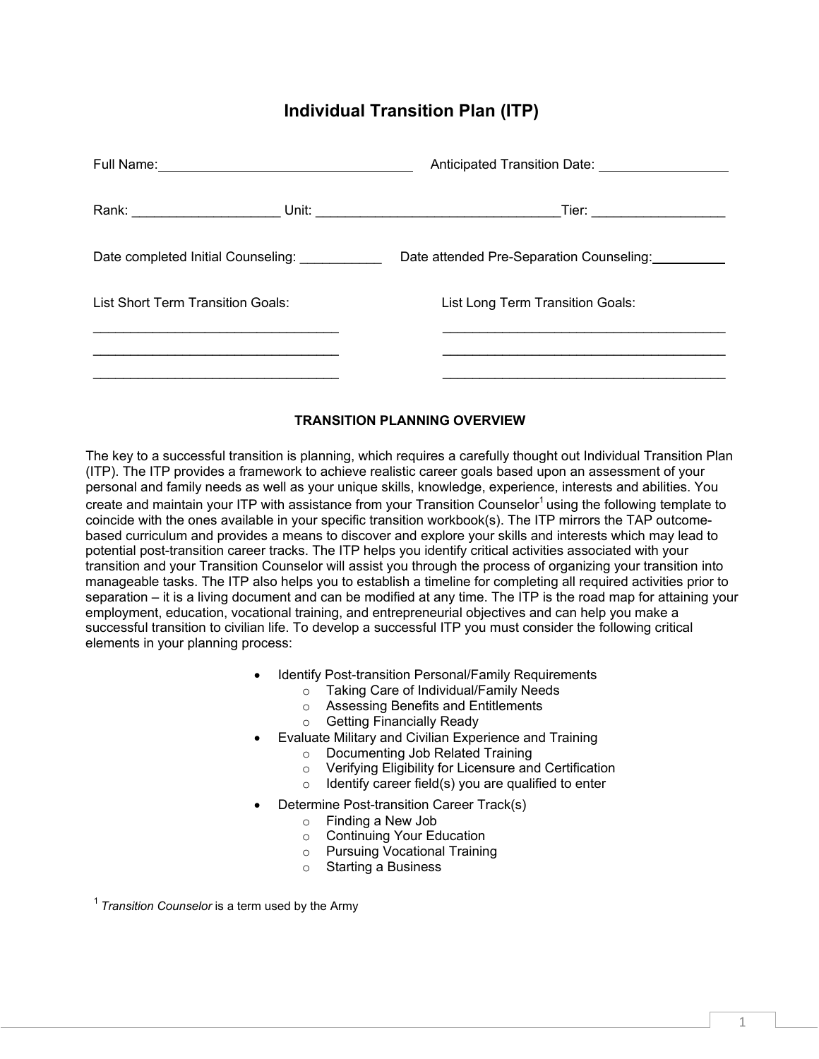# Individual Transition Plan (ITP)

Full Name: ______________________________ Anticipated Transition Date: ________________

Rank: ___________________ Unit: ________________________________Tier: _________________

Date completed Initial Counseling: ___________ Date attended Pre-Separation Counseling: __________

List Short Term Transition Goals:

_________________________________

_________________________________

_________________________________

List Long Term Transition Goals:

______________________________________

______________________________________

______________________________________

### TRANSITION PLANNING OVERVIEW

The key to a successful transition is planning, which requires a carefully thought out Individual Transition Plan (ITP). The ITP provides a framework to achieve realistic career goals based upon an assessment of your personal and family needs as well as your unique skills, knowledge, experience, interests and abilities. You create and maintain your ITP with assistance from your Transition Counselor[1] using the following template to coincide with the ones available in your specific transition workbook(s). The ITP mirrors the TAP outcome-based curriculum and provides a means to discover and explore your skills and interests which may lead to potential post-transition career tracks. The ITP helps you identify critical activities associated with your transition and your Transition Counselor will assist you through the process of organizing your transition into manageable tasks. The ITP also helps you to establish a timeline for completing all required activities prior to separation – it is a living document and can be modified at any time. The ITP is the road map for attaining your employment, education, vocational training, and entrepreneurial objectives and can help you make a successful transition to civilian life. To develop a successful ITP you must consider the following critical elements in your planning process:

- Identify Post-transition Personal/Family Requirements
  - Taking Care of Individual/Family Needs
  - Assessing Benefits and Entitlements
  - Getting Financially Ready
- Evaluate Military and Civilian Experience and Training
  - Documenting Job Related Training
  - Verifying Eligibility for Licensure and Certification
  - Identify career field(s) you are qualified to enter
- Determine Post-transition Career Track(s)
  - Finding a New Job
  - Continuing Your Education
  - Pursuing Vocational Training
  - Starting a Business

[1] *Transition Counselor* is a term used by the Army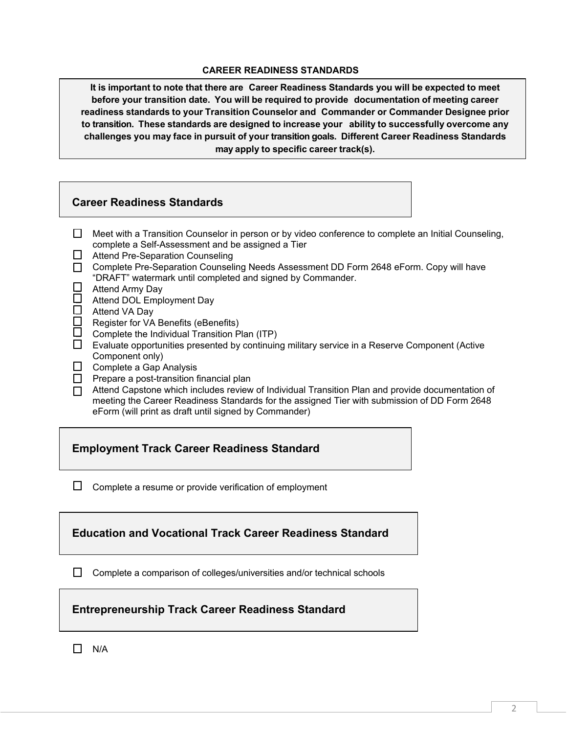**CAREER READINESS STANDARDS**

**It is important to note that there are Career Readiness Standards you will be expected to meet before your transition date. You will be required to provide documentation of meeting career readiness standards to your Transition Counselor and Commander or Commander Designee prior to transition. These standards are designed to increase your ability to successfully overcome any challenges you may face in pursuit of your transition goals. Different Career Readiness Standards may apply to specific career track(s).**

## Career Readiness Standards

- ☐ Meet with a Transition Counselor in person or by video conference to complete an Initial Counseling, complete a Self-Assessment and be assigned a Tier
- ☐ Attend Pre-Separation Counseling
- ☐ Complete Pre-Separation Counseling Needs Assessment DD Form 2648 eForm. Copy will have "DRAFT" watermark until completed and signed by Commander.
- ☐ Attend Army Day
- ☐ Attend DOL Employment Day
- ☐ Attend VA Day
- ☐ Register for VA Benefits (eBenefits)
- ☐ Complete the Individual Transition Plan (ITP)
- ☐ Evaluate opportunities presented by continuing military service in a Reserve Component (Active Component only)
- ☐ Complete a Gap Analysis
- ☐ Prepare a post-transition financial plan
- ☐ Attend Capstone which includes review of Individual Transition Plan and provide documentation of meeting the Career Readiness Standards for the assigned Tier with submission of DD Form 2648 eForm (will print as draft until signed by Commander)

## Employment Track Career Readiness Standard

- ☐ Complete a resume or provide verification of employment

## Education and Vocational Track Career Readiness Standard

- ☐ Complete a comparison of colleges/universities and/or technical schools

## Entrepreneurship Track Career Readiness Standard

- ☐ N/A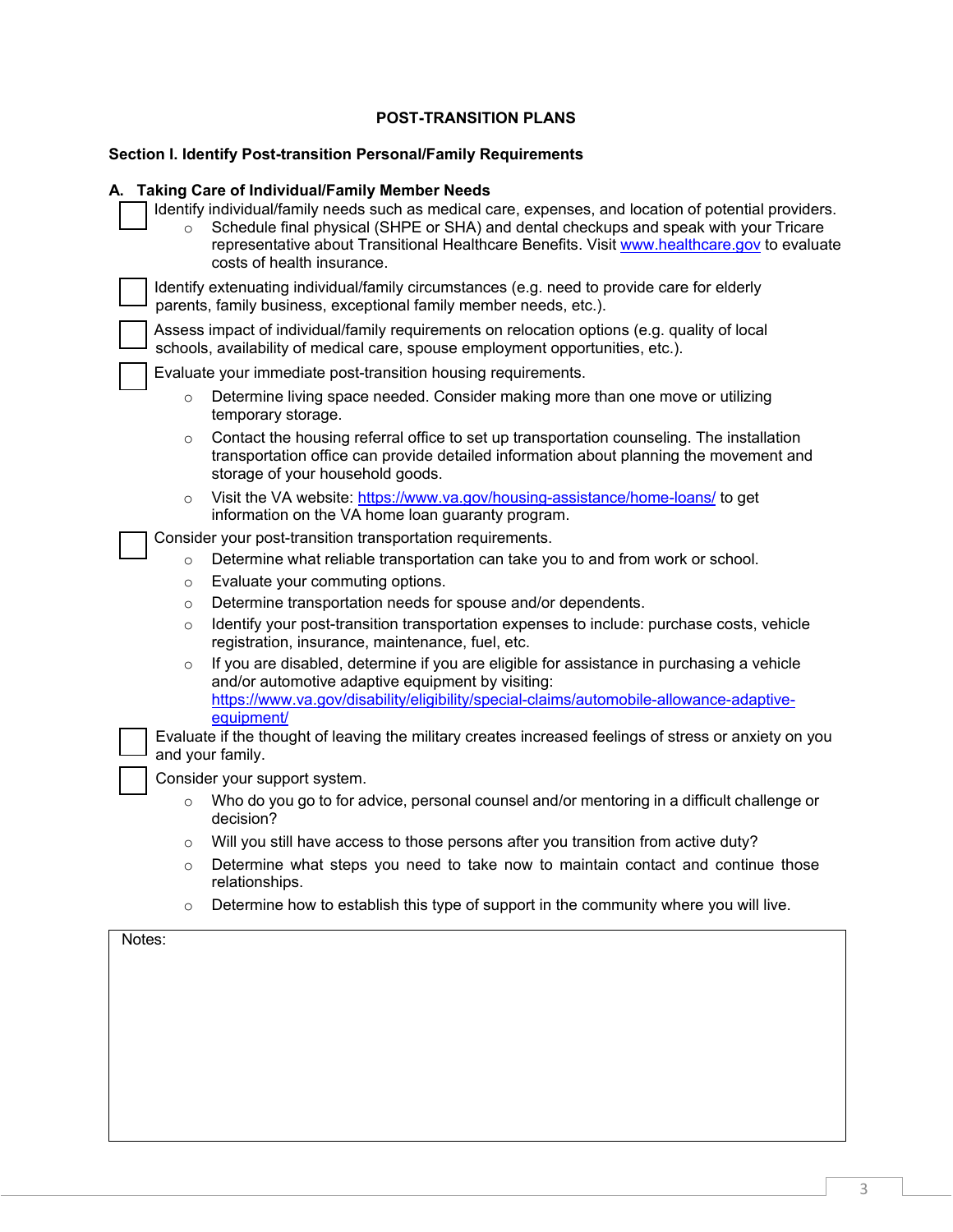## POST-TRANSITION PLANS

### Section I. Identify Post-transition Personal/Family Requirements

#### A. Taking Care of Individual/Family Member Needs

- [ ] Identify individual/family needs such as medical care, expenses, and location of potential providers.
    - Schedule final physical (SHPE or SHA) and dental checkups and speak with your Tricare representative about Transitional Healthcare Benefits. Visit [www.healthcare.gov](www.healthcare.gov) to evaluate costs of health insurance.
- [ ] Identify extenuating individual/family circumstances (e.g. need to provide care for elderly parents, family business, exceptional family member needs, etc.).
- [ ] Assess impact of individual/family requirements on relocation options (e.g. quality of local schools, availability of medical care, spouse employment opportunities, etc.).
- [ ] Evaluate your immediate post-transition housing requirements.
    - Determine living space needed. Consider making more than one move or utilizing temporary storage.
    - Contact the housing referral office to set up transportation counseling. The installation transportation office can provide detailed information about planning the movement and storage of your household goods.
    - Visit the VA website: [https://www.va.gov/housing-assistance/home-loans/](https://www.va.gov/housing-assistance/home-loans/) to get information on the VA home loan guaranty program.
- [ ] Consider your post-transition transportation requirements.
    - Determine what reliable transportation can take you to and from work or school.
    - Evaluate your commuting options.
    - Determine transportation needs for spouse and/or dependents.
    - Identify your post-transition transportation expenses to include: purchase costs, vehicle registration, insurance, maintenance, fuel, etc.
    - If you are disabled, determine if you are eligible for assistance in purchasing a vehicle and/or automotive adaptive equipment by visiting: [https://www.va.gov/disability/eligibility/special-claims/automobile-allowance-adaptive-equipment/](https://www.va.gov/disability/eligibility/special-claims/automobile-allowance-adaptive-equipment/)
- [ ] Evaluate if the thought of leaving the military creates increased feelings of stress or anxiety on you and your family.
- [ ] Consider your support system.
    - Who do you go to for advice, personal counsel and/or mentoring in a difficult challenge or decision?
    - Will you still have access to those persons after you transition from active duty?
    - Determine what steps you need to take now to maintain contact and continue those relationships.
    - Determine how to establish this type of support in the community where you will live.

| Notes: |
|---|
| |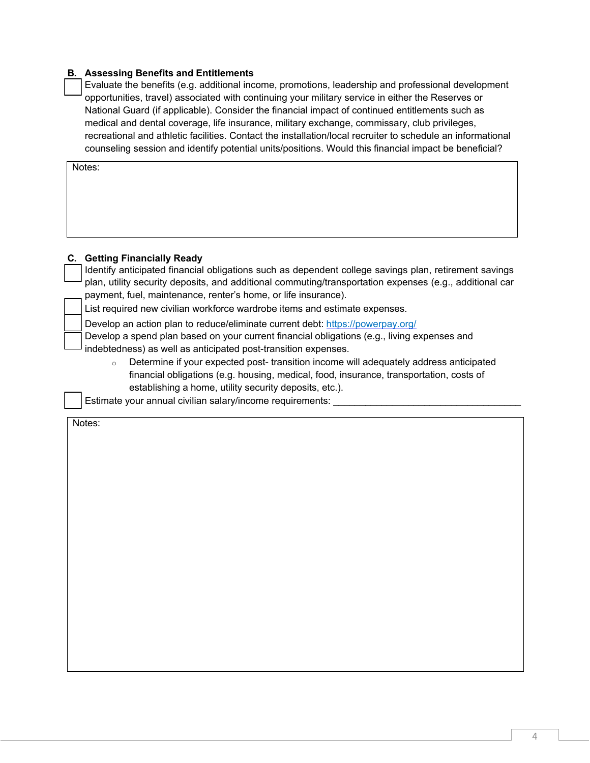### B. Assessing Benefits and Entitlements

- [ ] Evaluate the benefits (e.g. additional income, promotions, leadership and professional development opportunities, travel) associated with continuing your military service in either the Reserves or National Guard (if applicable). Consider the financial impact of continued entitlements such as medical and dental coverage, life insurance, military exchange, commissary, club privileges, recreational and athletic facilities. Contact the installation/local recruiter to schedule an informational counseling session and identify potential units/positions. Would this financial impact be beneficial?

Notes:

### C. Getting Financially Ready

- [ ] Identify anticipated financial obligations such as dependent college savings plan, retirement savings plan, utility security deposits, and additional commuting/transportation expenses (e.g., additional car payment, fuel, maintenance, renter's home, or life insurance).
- [ ] List required new civilian workforce wardrobe items and estimate expenses.
- [ ] Develop an action plan to reduce/eliminate current debt: [https://powerpay.org/](https://powerpay.org/)
- [ ] Develop a spend plan based on your current financial obligations (e.g., living expenses and indebtedness) as well as anticipated post-transition expenses.
  - Determine if your expected post- transition income will adequately address anticipated financial obligations (e.g. housing, medical, food, insurance, transportation, costs of establishing a home, utility security deposits, etc.).
- [ ] Estimate your annual civilian salary/income requirements: ___________________________________

Notes: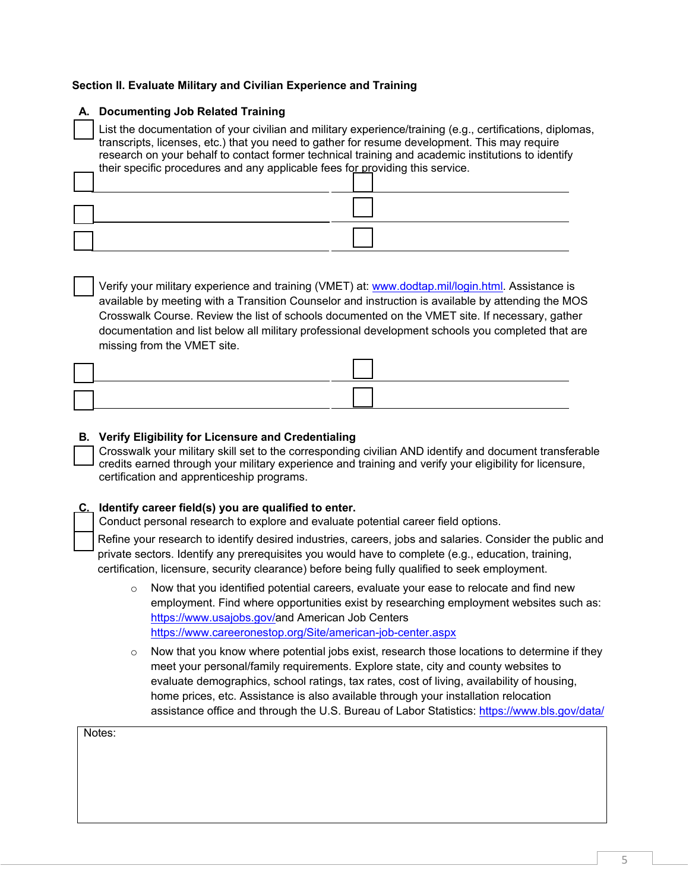**Section II. Evaluate Military and Civilian Experience and Training**

**A. Documenting Job Related Training**

☐ List the documentation of your civilian and military experience/training (e.g., certifications, diplomas, transcripts, licenses, etc.) that you need to gather for resume development. This may require research on your behalf to contact former technical training and academic institutions to identify their specific procedures and any applicable fees for providing this service.

| | |
|---|---|
| ☐ ____________________ | ☐ ____________________ |
| ☐ ____________________ | ☐ ____________________ |
| ☐ ____________________ | ☐ ____________________ |

☐ Verify your military experience and training (VMET) at: www.dodtap.mil/login.html. Assistance is available by meeting with a Transition Counselor and instruction is available by attending the MOS Crosswalk Course. Review the list of schools documented on the VMET site. If necessary, gather documentation and list below all military professional development schools you completed that are missing from the VMET site.

| | |
|---|---|
| ☐ ____________________ | ☐ ____________________ |
| ☐ ____________________ | ☐ ____________________ |

**B. Verify Eligibility for Licensure and Credentialing**

☐ Crosswalk your military skill set to the corresponding civilian AND identify and document transferable credits earned through your military experience and training and verify your eligibility for licensure, certification and apprenticeship programs.

**C. Identify career field(s) you are qualified to enter.**

☐ Conduct personal research to explore and evaluate potential career field options.

☐ Refine your research to identify desired industries, careers, jobs and salaries. Consider the public and private sectors. Identify any prerequisites you would have to complete (e.g., education, training, certification, licensure, security clearance) before being fully qualified to seek employment.

- Now that you identified potential careers, evaluate your ease to relocate and find new employment. Find where opportunities exist by researching employment websites such as: https://www.usajobs.gov/and American Job Centers https://www.careeronestop.org/Site/american-job-center.aspx
- Now that you know where potential jobs exist, research those locations to determine if they meet your personal/family requirements. Explore state, city and county websites to evaluate demographics, school ratings, tax rates, cost of living, availability of housing, home prices, etc. Assistance is also available through your installation relocation assistance office and through the U.S. Bureau of Labor Statistics: https://www.bls.gov/data/

Notes: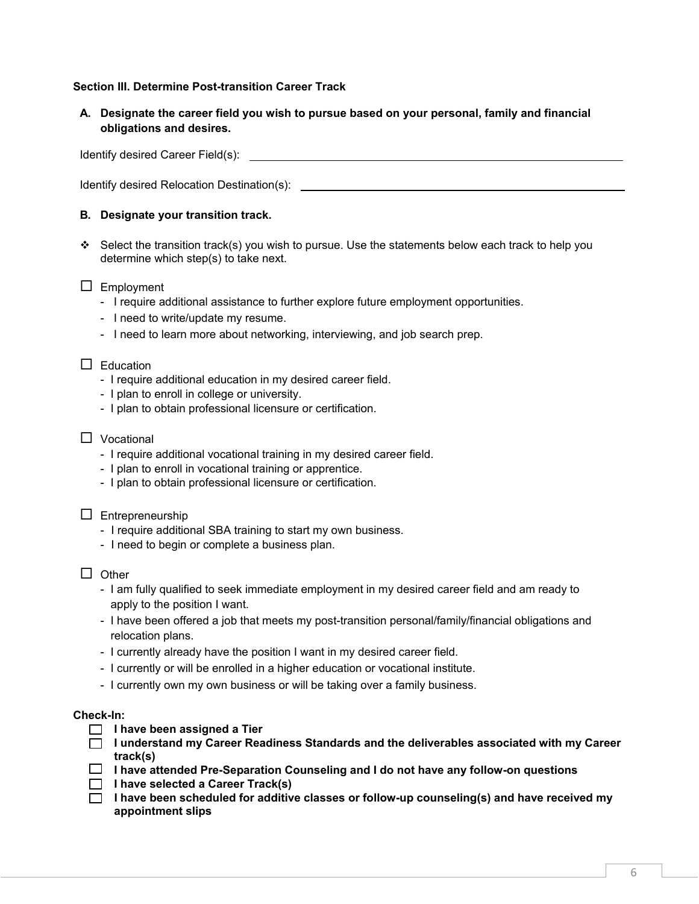**Section III. Determine Post-transition Career Track**

**A. Designate the career field you wish to pursue based on your personal, family and financial obligations and desires.**

Identify desired Career Field(s): ______________________________

Identify desired Relocation Destination(s): ______________________________

**B. Designate your transition track.**

❖ Select the transition track(s) you wish to pursue. Use the statements below each track to help you determine which step(s) to take next.

☐ Employment

- I require additional assistance to further explore future employment opportunities.
- I need to write/update my resume.
- I need to learn more about networking, interviewing, and job search prep.

☐ Education

- I require additional education in my desired career field.
- I plan to enroll in college or university.
- I plan to obtain professional licensure or certification.

☐ Vocational

- I require additional vocational training in my desired career field.
- I plan to enroll in vocational training or apprentice.
- I plan to obtain professional licensure or certification.

☐ Entrepreneurship

- I require additional SBA training to start my own business.
- I need to begin or complete a business plan.

☐ Other

- I am fully qualified to seek immediate employment in my desired career field and am ready to apply to the position I want.
- I have been offered a job that meets my post-transition personal/family/financial obligations and relocation plans.
- I currently already have the position I want in my desired career field.
- I currently or will be enrolled in a higher education or vocational institute.
- I currently own my own business or will be taking over a family business.

**Check-In:**

☐ **I have been assigned a Tier**

☐ **I understand my Career Readiness Standards and the deliverables associated with my Career track(s)**

☐ **I have attended Pre-Separation Counseling and I do not have any follow-on questions**

☐ **I have selected a Career Track(s)**

☐ **I have been scheduled for additive classes or follow-up counseling(s) and have received my appointment slips**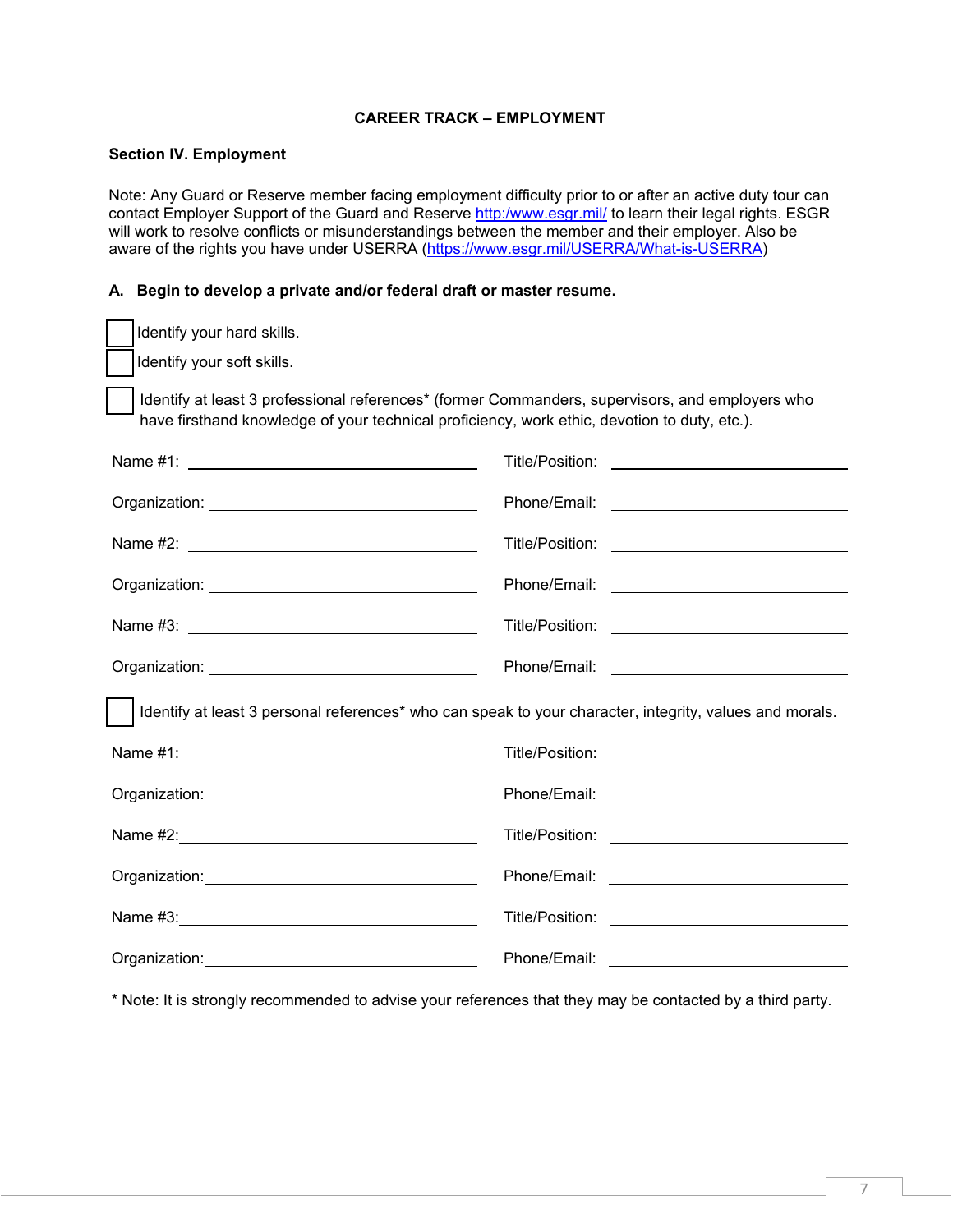## CAREER TRACK – EMPLOYMENT

### Section IV. Employment

Note: Any Guard or Reserve member facing employment difficulty prior to or after an active duty tour can contact Employer Support of the Guard and Reserve [http:/www.esgr.mil/](http:/www.esgr.mil/) to learn their legal rights. ESGR will work to resolve conflicts or misunderstandings between the member and their employer. Also be aware of the rights you have under USERRA ([https://www.esgr.mil/USERRA/What-is-USERRA](https://www.esgr.mil/USERRA/What-is-USERRA))

#### A. Begin to develop a private and/or federal draft or master resume.

- [ ] Identify your hard skills.
- [ ] Identify your soft skills.
- [ ] Identify at least 3 professional references* (former Commanders, supervisors, and employers who have firsthand knowledge of your technical proficiency, work ethic, devotion to duty, etc.).

Name #1: ____________________ Title/Position: ____________________

Organization: ____________________ Phone/Email: ____________________

Name #2: ____________________ Title/Position: ____________________

Organization: ____________________ Phone/Email: ____________________

Name #3: ____________________ Title/Position: ____________________

Organization: ____________________ Phone/Email: ____________________

- [ ] Identify at least 3 personal references* who can speak to your character, integrity, values and morals.

Name #1: ____________________ Title/Position: ____________________

Organization: ____________________ Phone/Email: ____________________

Name #2: ____________________ Title/Position: ____________________

Organization: ____________________ Phone/Email: ____________________

Name #3: ____________________ Title/Position: ____________________

Organization: ____________________ Phone/Email: ____________________

* Note: It is strongly recommended to advise your references that they may be contacted by a third party.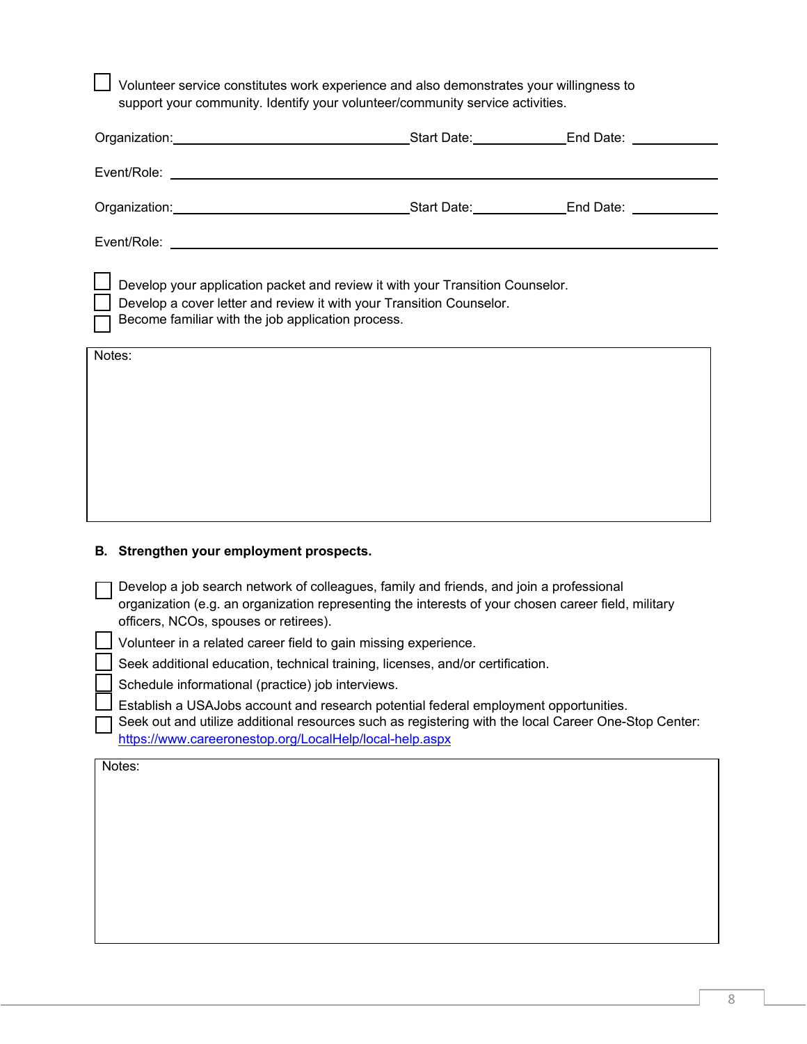- [ ] Volunteer service constitutes work experience and also demonstrates your willingness to support your community. Identify your volunteer/community service activities.

Organization:______________________________ Start Date:____________ End Date: ____________

Event/Role: ______________________________________________________________________

Organization:______________________________ Start Date:____________ End Date: ____________

Event/Role: ______________________________________________________________________

- [ ] Develop your application packet and review it with your Transition Counselor.
- [ ] Develop a cover letter and review it with your Transition Counselor.
- [ ] Become familiar with the job application process.

Notes:

**B. Strengthen your employment prospects.**

- [ ] Develop a job search network of colleagues, family and friends, and join a professional organization (e.g. an organization representing the interests of your chosen career field, military officers, NCOs, spouses or retirees).
- [ ] Volunteer in a related career field to gain missing experience.
- [ ] Seek additional education, technical training, licenses, and/or certification.
- [ ] Schedule informational (practice) job interviews.
- [ ] Establish a USAJobs account and research potential federal employment opportunities.
- [ ] Seek out and utilize additional resources such as registering with the local Career One-Stop Center: https://www.careeronestop.org/LocalHelp/local-help.aspx

Notes: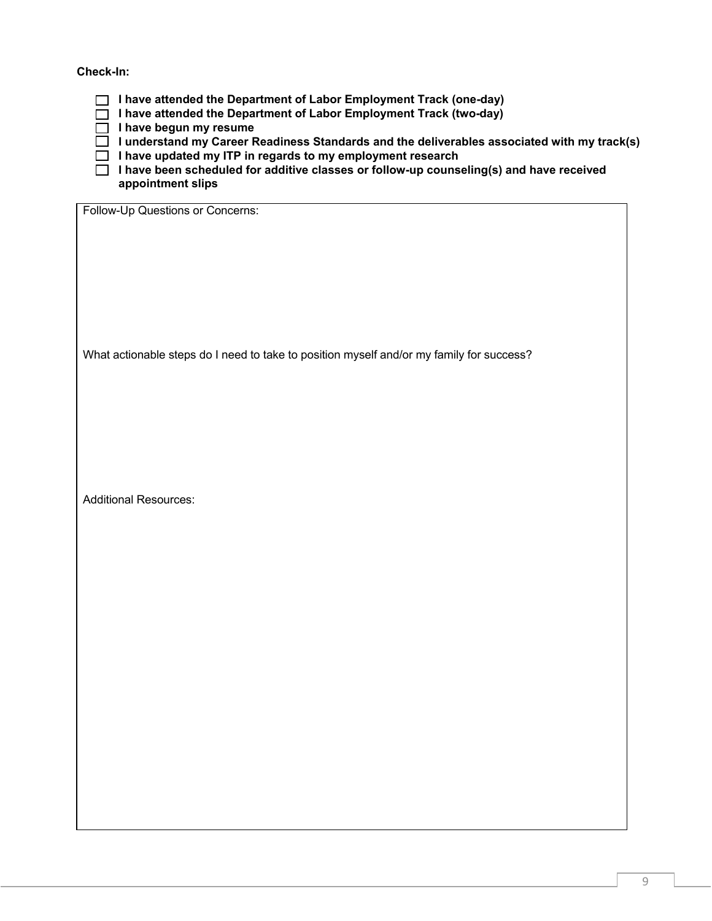**Check-In:**

- [ ] **I have attended the Department of Labor Employment Track (one-day)**
- [ ] **I have attended the Department of Labor Employment Track (two-day)**
- [ ] **I have begun my resume**
- [ ] **I understand my Career Readiness Standards and the deliverables associated with my track(s)**
- [ ] **I have updated my ITP in regards to my employment research**
- [ ] **I have been scheduled for additive classes or follow-up counseling(s) and have received appointment slips**

Follow-Up Questions or Concerns:

What actionable steps do I need to take to position myself and/or my family for success?

Additional Resources: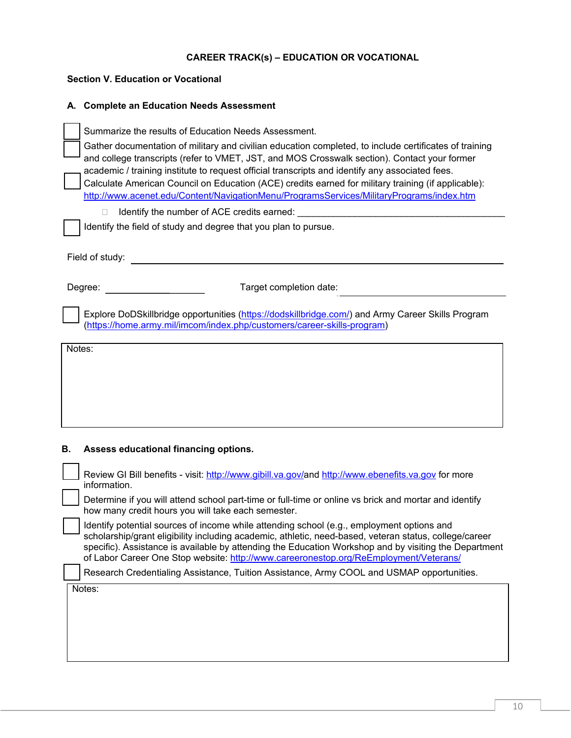## CAREER TRACK(s) – EDUCATION OR VOCATIONAL

### Section V. Education or Vocational

### A. Complete an Education Needs Assessment

- [ ] Summarize the results of Education Needs Assessment.
- [ ] Gather documentation of military and civilian education completed, to include certificates of training and college transcripts (refer to VMET, JST, and MOS Crosswalk section). Contact your former academic / training institute to request official transcripts and identify any associated fees.
- [ ] Calculate American Council on Education (ACE) credits earned for military training (if applicable): http://www.acenet.edu/Content/NavigationMenu/ProgramsServices/MilitaryPrograms/index.htm
  - [ ] Identify the number of ACE credits earned: ________________________________________
- [ ] Identify the field of study and degree that you plan to pursue.

Field of study: ____________________________________________________________

Degree: ____________________ Target completion date: ____________________________

- [ ] Explore DoDSkillbridge opportunities (https://dodskillbridge.com/) and Army Career Skills Program (https://home.army.mil/imcom/index.php/customers/career-skills-program)

| Notes: |
| --- |
| |

### B. Assess educational financing options.

- [ ] Review GI Bill benefits - visit: http://www.gibill.va.gov/and http://www.ebenefits.va.gov for more information.
- [ ] Determine if you will attend school part-time or full-time or online vs brick and mortar and identify how many credit hours you will take each semester.
- [ ] Identify potential sources of income while attending school (e.g., employment options and scholarship/grant eligibility including academic, athletic, need-based, veteran status, college/career specific). Assistance is available by attending the Education Workshop and by visiting the Department of Labor Career One Stop website: http://www.careeronestop.org/ReEmployment/Veterans/
- [ ] Research Credentialing Assistance, Tuition Assistance, Army COOL and USMAP opportunities.

| Notes: |
| --- |
| |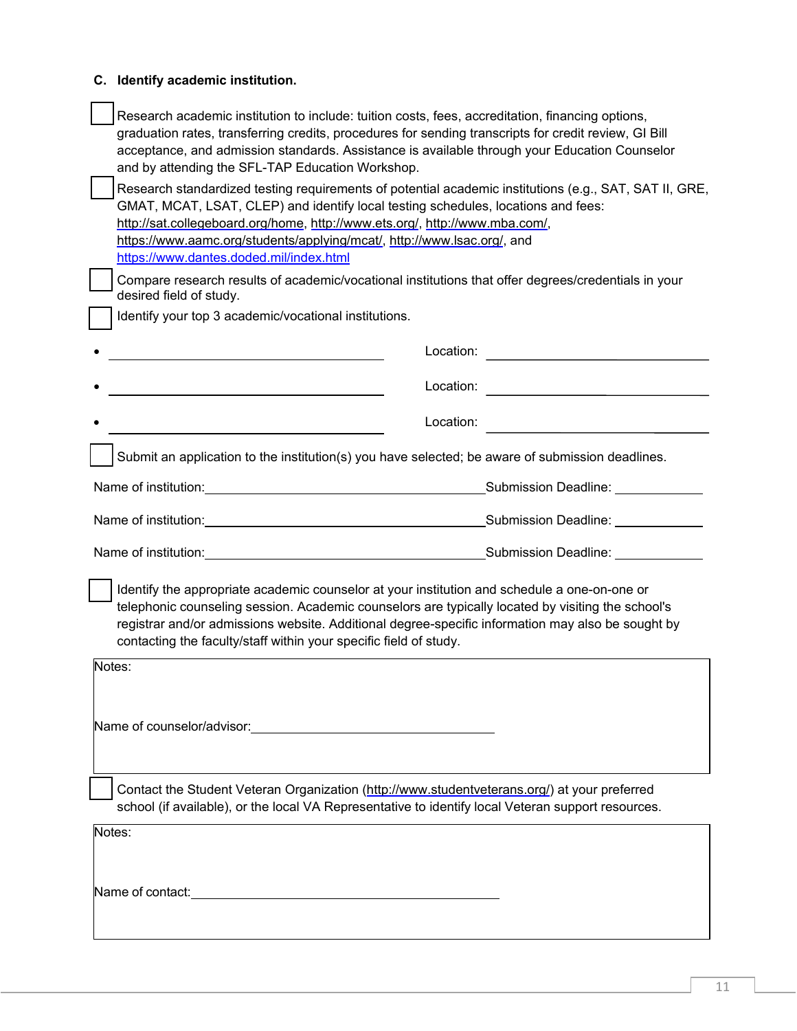### C. Identify academic institution.

- [ ] Research academic institution to include: tuition costs, fees, accreditation, financing options, graduation rates, transferring credits, procedures for sending transcripts for credit review, GI Bill acceptance, and admission standards. Assistance is available through your Education Counselor and by attending the SFL-TAP Education Workshop.
- [ ] Research standardized testing requirements of potential academic institutions (e.g., SAT, SAT II, GRE, GMAT, MCAT, LSAT, CLEP) and identify local testing schedules, locations and fees: http://sat.collegeboard.org/home, http://www.ets.org/, http://www.mba.com/, https://www.aamc.org/students/applying/mcat/, http://www.lsac.org/, and https://www.dantes.doded.mil/index.html
- [ ] Compare research results of academic/vocational institutions that offer degrees/credentials in your desired field of study.
- [ ] Identify your top 3 academic/vocational institutions.

- ______________________________ Location: ______________________________
- ______________________________ Location: ______________________________
- ______________________________ Location: ______________________________

- [ ] Submit an application to the institution(s) you have selected; be aware of submission deadlines.

Name of institution: ______________________________ Submission Deadline: __________

Name of institution: ______________________________ Submission Deadline: __________

Name of institution: ______________________________ Submission Deadline: __________

- [ ] Identify the appropriate academic counselor at your institution and schedule a one-on-one or telephonic counseling session. Academic counselors are typically located by visiting the school's registrar and/or admissions website. Additional degree-specific information may also be sought by contacting the faculty/staff within your specific field of study.

Notes:

Name of counselor/advisor: ______________________________

- [ ] Contact the Student Veteran Organization (http://www.studentveterans.org/) at your preferred school (if available), or the local VA Representative to identify local Veteran support resources.

Notes:

Name of contact: ______________________________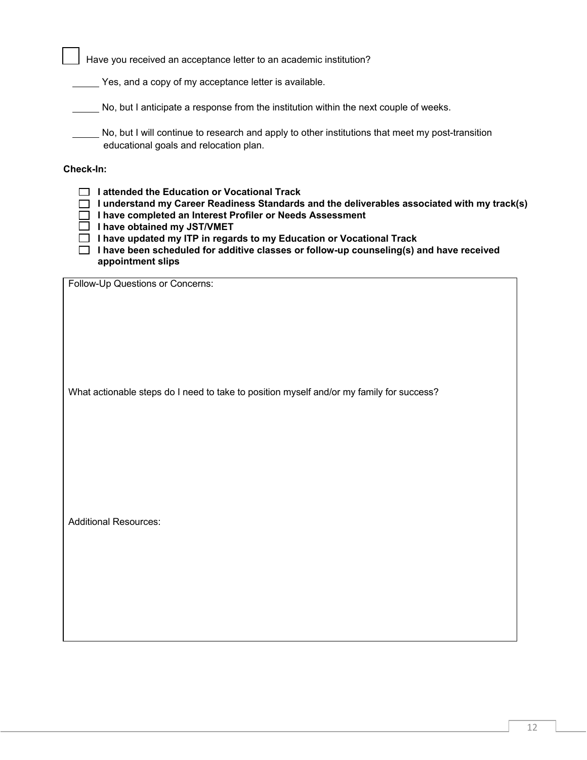☐ Have you received an acceptance letter to an academic institution?

_____ Yes, and a copy of my acceptance letter is available.

_____ No, but I anticipate a response from the institution within the next couple of weeks.

_____ No, but I will continue to research and apply to other institutions that meet my post-transition educational goals and relocation plan.

**Check-In:**

- ☐ **I attended the Education or Vocational Track**
- ☐ **I understand my Career Readiness Standards and the deliverables associated with my track(s)**
- ☐ **I have completed an Interest Profiler or Needs Assessment**
- ☐ **I have obtained my JST/VMET**
- ☐ **I have updated my ITP in regards to my Education or Vocational Track**
- ☐ **I have been scheduled for additive classes or follow-up counseling(s) and have received appointment slips**

Follow-Up Questions or Concerns:

What actionable steps do I need to take to position myself and/or my family for success?

Additional Resources: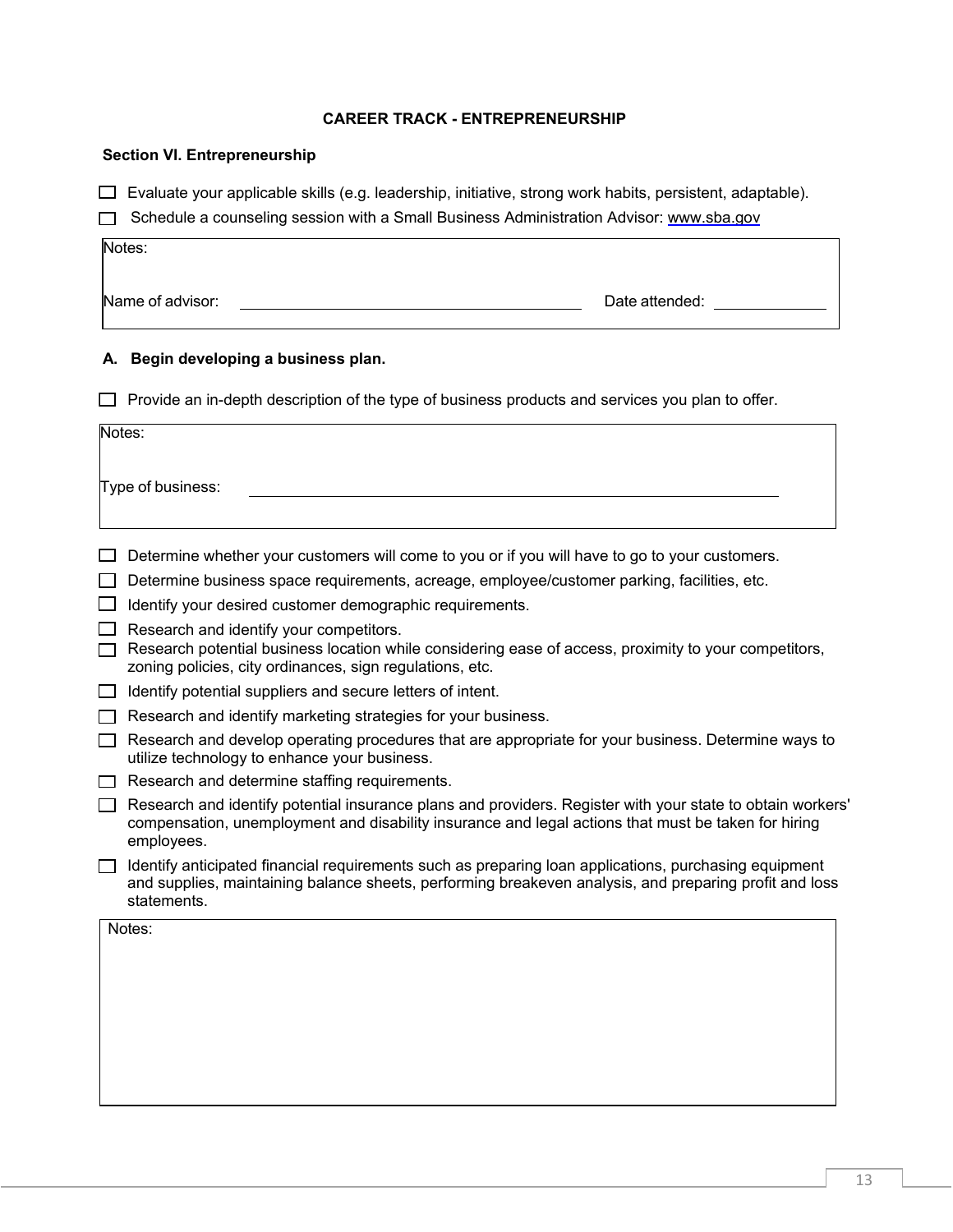## CAREER TRACK - ENTREPRENEURSHIP

### Section VI. Entrepreneurship

- [ ] Evaluate your applicable skills (e.g. leadership, initiative, strong work habits, persistent, adaptable).
- [ ] Schedule a counseling session with a Small Business Administration Advisor: www.sba.gov

Notes:

Name of advisor: ______________________________ Date attended: __________

### A. Begin developing a business plan.

- [ ] Provide an in-depth description of the type of business products and services you plan to offer.

Notes:

Type of business: ______________________________

- [ ] Determine whether your customers will come to you or if you will have to go to your customers.
- [ ] Determine business space requirements, acreage, employee/customer parking, facilities, etc.
- [ ] Identify your desired customer demographic requirements.
- [ ] Research and identify your competitors.
- [ ] Research potential business location while considering ease of access, proximity to your competitors, zoning policies, city ordinances, sign regulations, etc.
- [ ] Identify potential suppliers and secure letters of intent.
- [ ] Research and identify marketing strategies for your business.
- [ ] Research and develop operating procedures that are appropriate for your business. Determine ways to utilize technology to enhance your business.
- [ ] Research and determine staffing requirements.
- [ ] Research and identify potential insurance plans and providers. Register with your state to obtain workers' compensation, unemployment and disability insurance and legal actions that must be taken for hiring employees.
- [ ] Identify anticipated financial requirements such as preparing loan applications, purchasing equipment and supplies, maintaining balance sheets, performing breakeven analysis, and preparing profit and loss statements.

Notes: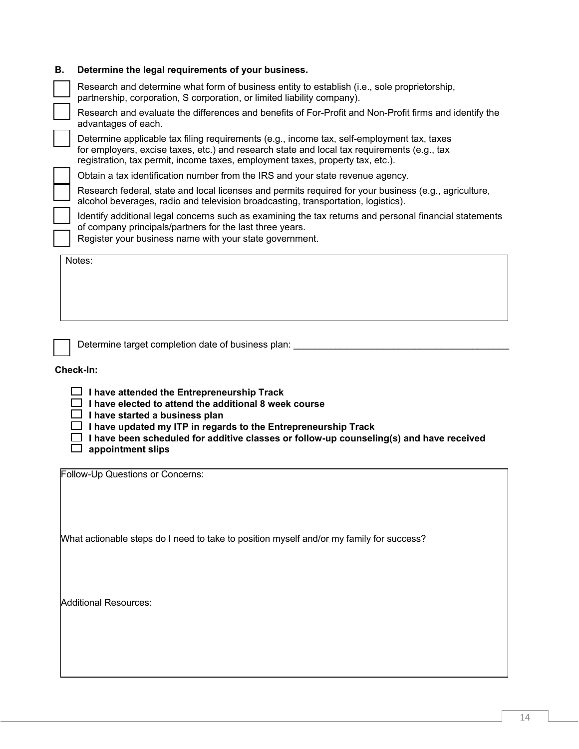**B. Determine the legal requirements of your business.**

- [ ] Research and determine what form of business entity to establish (i.e., sole proprietorship, partnership, corporation, S corporation, or limited liability company).
- [ ] Research and evaluate the differences and benefits of For-Profit and Non-Profit firms and identify the advantages of each.
- [ ] Determine applicable tax filing requirements (e.g., income tax, self-employment tax, taxes for employers, excise taxes, etc.) and research state and local tax requirements (e.g., tax registration, tax permit, income taxes, employment taxes, property tax, etc.).
- [ ] Obtain a tax identification number from the IRS and your state revenue agency.
- [ ] Research federal, state and local licenses and permits required for your business (e.g., agriculture, alcohol beverages, radio and television broadcasting, transportation, logistics).
- [ ] Identify additional legal concerns such as examining the tax returns and personal financial statements of company principals/partners for the last three years.
- [ ] Register your business name with your state government.

Notes:

- [ ] Determine target completion date of business plan: ________________________________________

**Check-In:**

- [ ] **I have attended the Entrepreneurship Track**
- [ ] **I have elected to attend the additional 8 week course**
- [ ] **I have started a business plan**
- [ ] **I have updated my ITP in regards to the Entrepreneurship Track**
- [ ] **I have been scheduled for additive classes or follow-up counseling(s) and have received**
- [ ] **appointment slips**

Follow-Up Questions or Concerns:

What actionable steps do I need to take to position myself and/or my family for success?

Additional Resources: